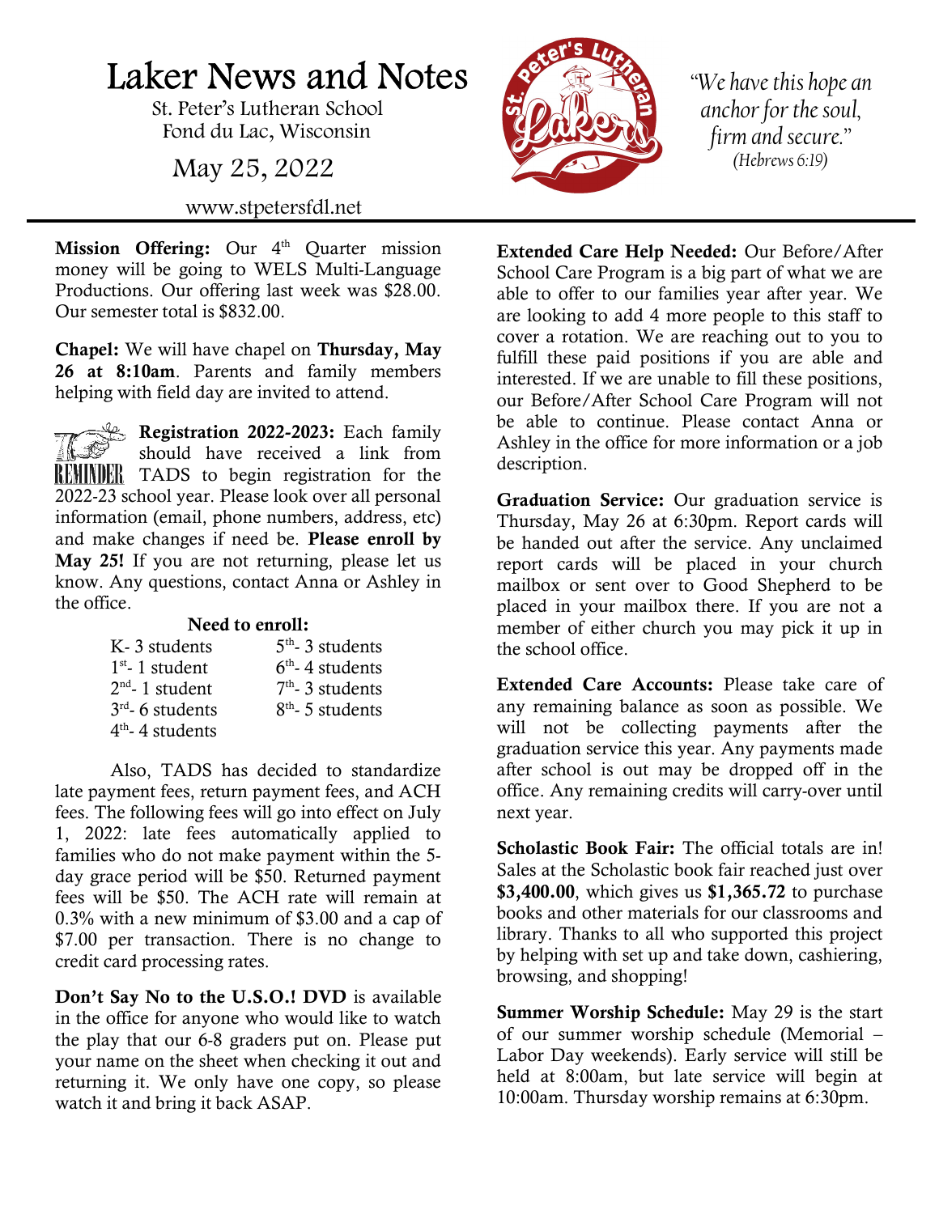# Laker News and Notes

St. Peter's Lutheran School
Fond du Lac, Wisconsin

May 25, 2022

www.stpetersfdl.net

*"We have this hope an anchor for the soul, firm and secure."*
*(Hebrews 6:19)*

**Mission Offering:** Our 4th Quarter mission money will be going to WELS Multi-Language Productions. Our offering last week was $28.00. Our semester total is $832.00.

**Chapel:** We will have chapel on **Thursday, May 26 at 8:10am**. Parents and family members helping with field day are invited to attend.

REMINDER **Registration 2022-2023:** Each family should have received a link from TADS to begin registration for the 2022-23 school year. Please look over all personal information (email, phone numbers, address, etc) and make changes if need be. **Please enroll by May 25!** If you are not returning, please let us know. Any questions, contact Anna or Ashley in the office.

**Need to enroll:**

| | |
|---|---|
| K- 3 students | 5th- 3 students |
| 1st- 1 student | 6th- 4 students |
| 2nd- 1 student | 7th- 3 students |
| 3rd- 6 students | 8th- 5 students |
| 4th- 4 students | |

Also, TADS has decided to standardize late payment fees, return payment fees, and ACH fees. The following fees will go into effect on July 1, 2022: late fees automatically applied to families who do not make payment within the 5-day grace period will be $50. Returned payment fees will be $50. The ACH rate will remain at 0.3% with a new minimum of $3.00 and a cap of $7.00 per transaction. There is no change to credit card processing rates.

**Don't Say No to the U.S.O.! DVD** is available in the office for anyone who would like to watch the play that our 6-8 graders put on. Please put your name on the sheet when checking it out and returning it. We only have one copy, so please watch it and bring it back ASAP.

**Extended Care Help Needed:** Our Before/After School Care Program is a big part of what we are able to offer to our families year after year. We are looking to add 4 more people to this staff to cover a rotation. We are reaching out to you to fulfill these paid positions if you are able and interested. If we are unable to fill these positions, our Before/After School Care Program will not be able to continue. Please contact Anna or Ashley in the office for more information or a job description.

**Graduation Service:** Our graduation service is Thursday, May 26 at 6:30pm. Report cards will be handed out after the service. Any unclaimed report cards will be placed in your church mailbox or sent over to Good Shepherd to be placed in your mailbox there. If you are not a member of either church you may pick it up in the school office.

**Extended Care Accounts:** Please take care of any remaining balance as soon as possible. We will not be collecting payments after the graduation service this year. Any payments made after school is out may be dropped off in the office. Any remaining credits will carry-over until next year.

**Scholastic Book Fair:** The official totals are in! Sales at the Scholastic book fair reached just over **$3,400.00**, which gives us **$1,365.72** to purchase books and other materials for our classrooms and library. Thanks to all who supported this project by helping with set up and take down, cashiering, browsing, and shopping!

**Summer Worship Schedule:** May 29 is the start of our summer worship schedule (Memorial – Labor Day weekends). Early service will still be held at 8:00am, but late service will begin at 10:00am. Thursday worship remains at 6:30pm.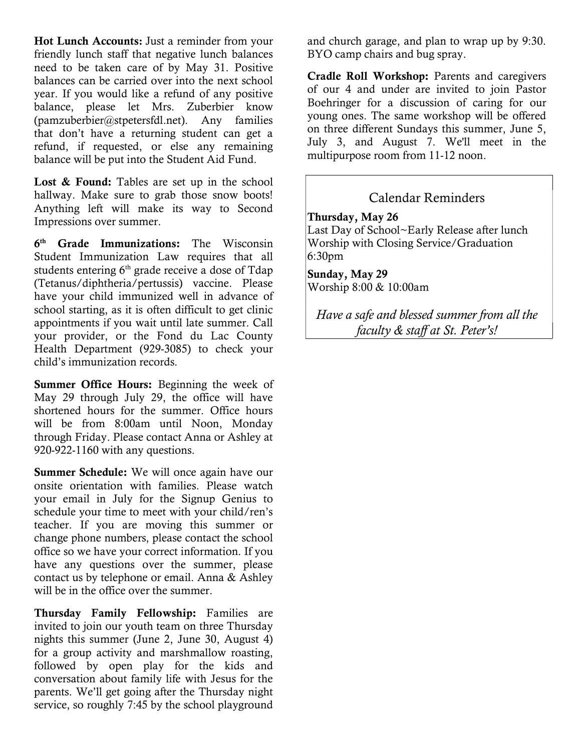**Hot Lunch Accounts:** Just a reminder from your friendly lunch staff that negative lunch balances need to be taken care of by May 31. Positive balances can be carried over into the next school year. If you would like a refund of any positive balance, please let Mrs. Zuberbier know (pamzuberbier@stpetersfdl.net). Any families that don't have a returning student can get a refund, if requested, or else any remaining balance will be put into the Student Aid Fund.

**Lost & Found:** Tables are set up in the school hallway. Make sure to grab those snow boots! Anything left will make its way to Second Impressions over summer.

**6th Grade Immunizations:** The Wisconsin Student Immunization Law requires that all students entering 6th grade receive a dose of Tdap (Tetanus/diphtheria/pertussis) vaccine. Please have your child immunized well in advance of school starting, as it is often difficult to get clinic appointments if you wait until late summer. Call your provider, or the Fond du Lac County Health Department (929-3085) to check your child's immunization records.

**Summer Office Hours:** Beginning the week of May 29 through July 29, the office will have shortened hours for the summer. Office hours will be from 8:00am until Noon, Monday through Friday. Please contact Anna or Ashley at 920-922-1160 with any questions.

**Summer Schedule:** We will once again have our onsite orientation with families. Please watch your email in July for the Signup Genius to schedule your time to meet with your child/ren's teacher. If you are moving this summer or change phone numbers, please contact the school office so we have your correct information. If you have any questions over the summer, please contact us by telephone or email. Anna & Ashley will be in the office over the summer.

**Thursday Family Fellowship:** Families are invited to join our youth team on three Thursday nights this summer (June 2, June 30, August 4) for a group activity and marshmallow roasting, followed by open play for the kids and conversation about family life with Jesus for the parents. We'll get going after the Thursday night service, so roughly 7:45 by the school playground and church garage, and plan to wrap up by 9:30. BYO camp chairs and bug spray.

**Cradle Roll Workshop:** Parents and caregivers of our 4 and under are invited to join Pastor Boehringer for a discussion of caring for our young ones. The same workshop will be offered on three different Sundays this summer, June 5, July 3, and August 7. We'll meet in the multipurpose room from 11-12 noon.

## Calendar Reminders

**Thursday, May 26**
Last Day of School~Early Release after lunch
Worship with Closing Service/Graduation 6:30pm

**Sunday, May 29**
Worship 8:00 & 10:00am

*Have a safe and blessed summer from all the faculty & staff at St. Peter's!*